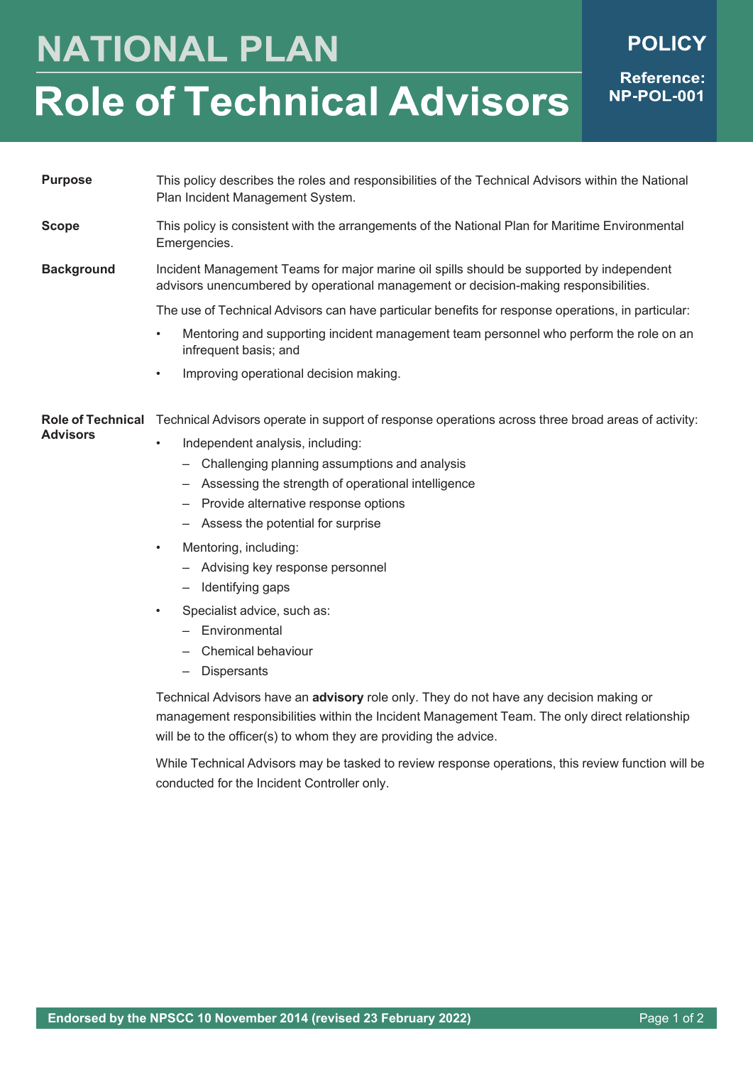# NATIONAL PLAN

# Role of Technical Advisors

**POLICY**

**Reference: NP-POL-001**

**Purpose**

This policy describes the roles and responsibilities of the Technical Advisors within the National Plan Incident Management System.

**Scope**

This policy is consistent with the arrangements of the National Plan for Maritime Environmental Emergencies.

**Background**

Incident Management Teams for major marine oil spills should be supported by independent advisors unencumbered by operational management or decision-making responsibilities.

The use of Technical Advisors can have particular benefits for response operations, in particular:

- Mentoring and supporting incident management team personnel who perform the role on an infrequent basis; and
- Improving operational decision making.

**Role of Technical Advisors**

Technical Advisors operate in support of response operations across three broad areas of activity:

- Independent analysis, including:
  - Challenging planning assumptions and analysis
  - Assessing the strength of operational intelligence
  - Provide alternative response options
  - Assess the potential for surprise
- Mentoring, including:
  - Advising key response personnel
  - Identifying gaps
- Specialist advice, such as:
  - Environmental
  - Chemical behaviour
  - Dispersants

Technical Advisors have an **advisory** role only. They do not have any decision making or management responsibilities within the Incident Management Team. The only direct relationship will be to the officer(s) to whom they are providing the advice.

While Technical Advisors may be tasked to review response operations, this review function will be conducted for the Incident Controller only.

**Endorsed by the NPSCC 10 November 2014 (revised 23 February 2022)**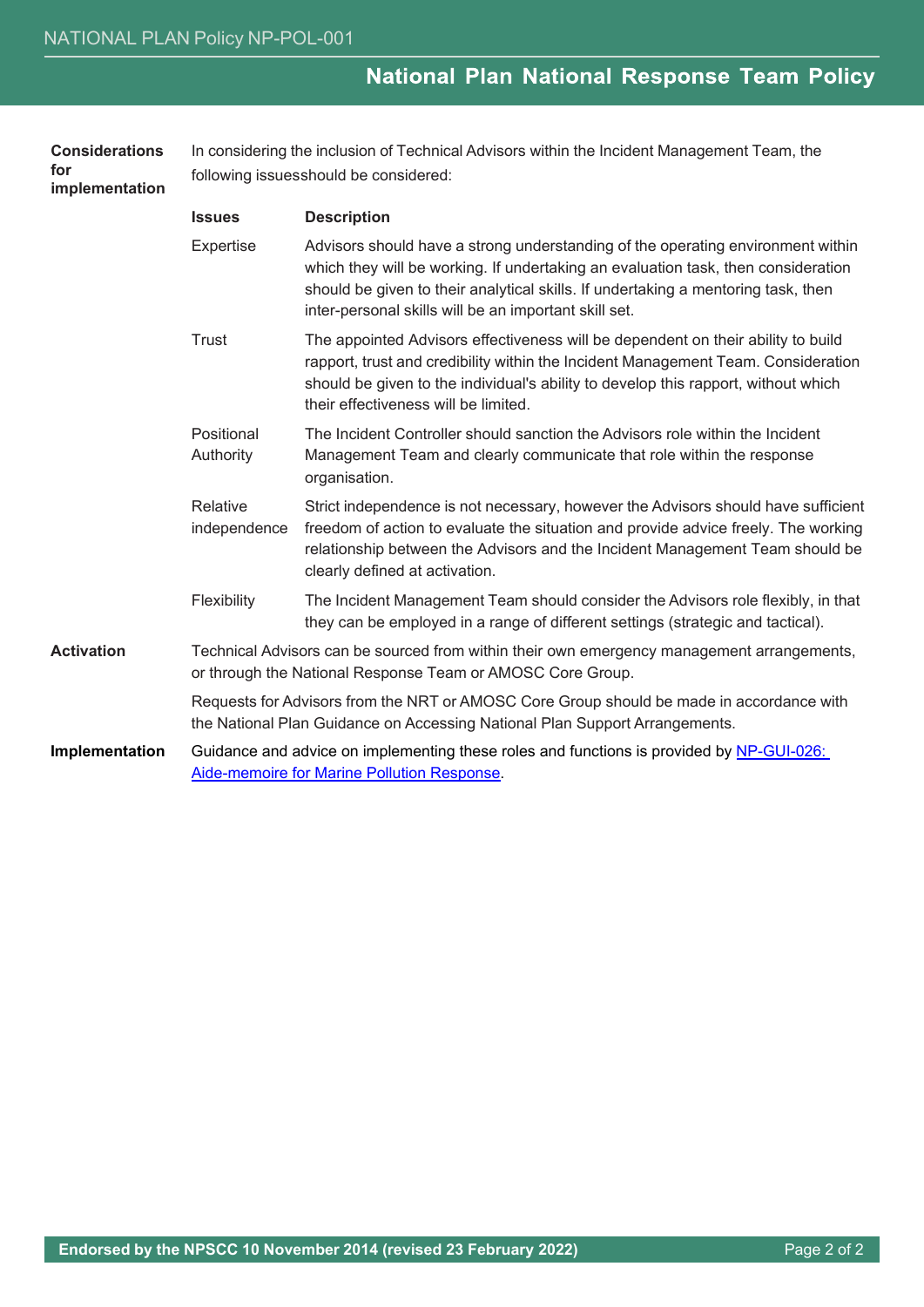**Considerations for implementation**

In considering the inclusion of Technical Advisors within the Incident Management Team, the following issuesshould be considered:

| Issues | Description |
|---|---|
| Expertise | Advisors should have a strong understanding of the operating environment within which they will be working. If undertaking an evaluation task, then consideration should be given to their analytical skills. If undertaking a mentoring task, then inter-personal skills will be an important skill set. |
| Trust | The appointed Advisors effectiveness will be dependent on their ability to build rapport, trust and credibility within the Incident Management Team. Consideration should be given to the individual's ability to develop this rapport, without which their effectiveness will be limited. |
| Positional Authority | The Incident Controller should sanction the Advisors role within the Incident Management Team and clearly communicate that role within the response organisation. |
| Relative independence | Strict independence is not necessary, however the Advisors should have sufficient freedom of action to evaluate the situation and provide advice freely. The working relationship between the Advisors and the Incident Management Team should be clearly defined at activation. |
| Flexibility | The Incident Management Team should consider the Advisors role flexibly, in that they can be employed in a range of different settings (strategic and tactical). |

**Activation**

Technical Advisors can be sourced from within their own emergency management arrangements, or through the National Response Team or AMOSC Core Group.

Requests for Advisors from the NRT or AMOSC Core Group should be made in accordance with the National Plan Guidance on Accessing National Plan Support Arrangements.

**Implementation**

Guidance and advice on implementing these roles and functions is provided by NP-GUI-026: Aide-memoire for Marine Pollution Response.